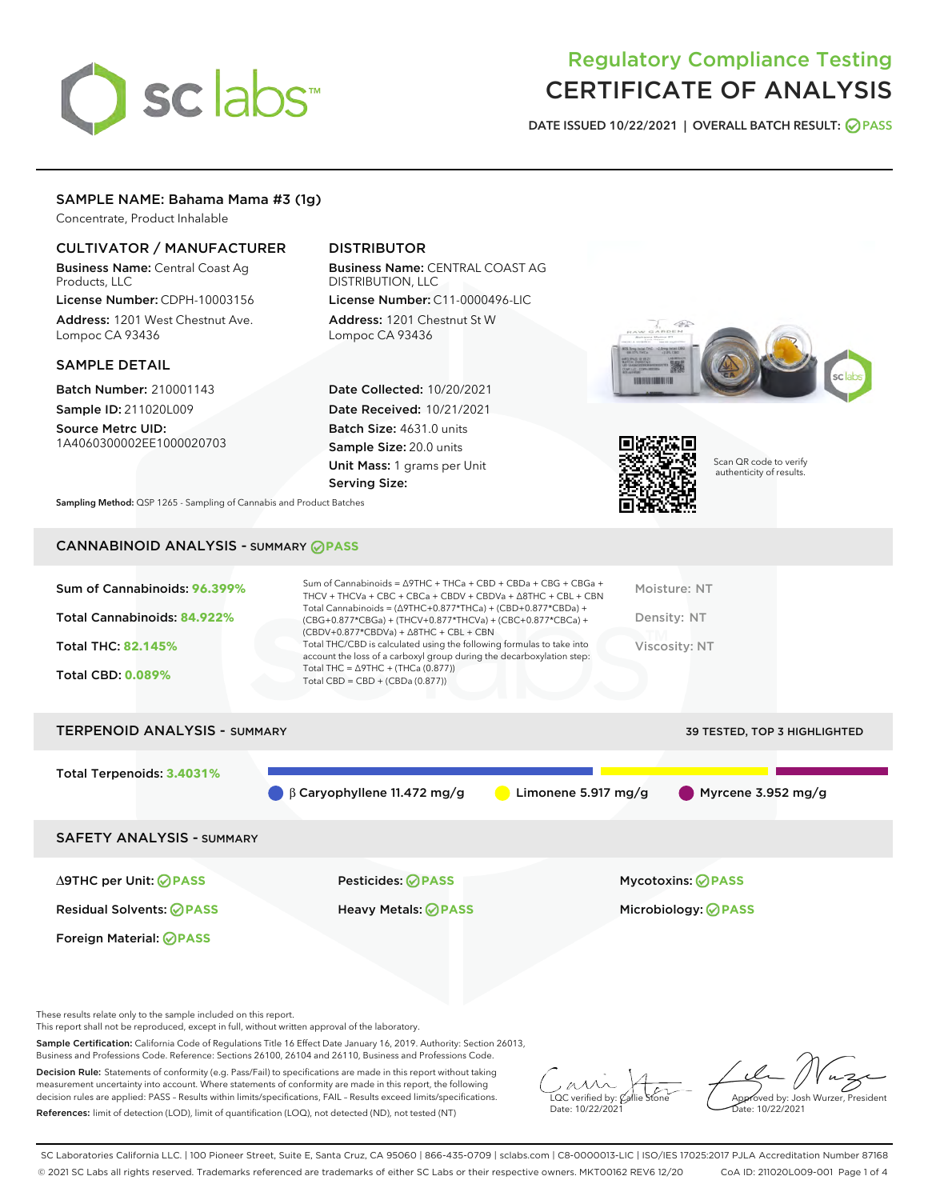# Regulatory Compliance Testing
# CERTIFICATE OF ANALYSIS

DATE ISSUED 10/22/2021 | OVERALL BATCH RESULT: PASS

## SAMPLE NAME: Bahama Mama #3 (1g)

Concentrate, Product Inhalable

### CULTIVATOR / MANUFACTURER

**Business Name:** Central Coast Ag Products, LLC

**License Number:** CDPH-10003156

**Address:** 1201 West Chestnut Ave. Lompoc CA 93436

### DISTRIBUTOR

**Business Name:** CENTRAL COAST AG DISTRIBUTION, LLC

**License Number:** C11-0000496-LIC

**Address:** 1201 Chestnut St W Lompoc CA 93436

### SAMPLE DETAIL

**Batch Number:** 210001143

**Sample ID:** 211020L009

**Source Metrc UID:** 1A4060300002EE1000020703

**Date Collected:** 10/20/2021

**Date Received:** 10/21/2021

**Batch Size:** 4631.0 units

**Sample Size:** 20.0 units

**Unit Mass:** 1 grams per Unit

**Serving Size:**

Scan QR code to verify authenticity of results.

**Sampling Method:** QSP 1265 - Sampling of Cannabis and Product Batches

## CANNABINOID ANALYSIS - SUMMARY PASS

**Sum of Cannabinoids:** 96.399%

**Total Cannabinoids:** 84.922%

**Total THC:** 82.145%

**Total CBD:** 0.089%

Sum of Cannabinoids = Δ9THC + THCa + CBD + CBDa + CBG + CBGa + THCV + THCVa + CBC + CBCa + CBDV + CBDVa + Δ8THC + CBL + CBN

Total Cannabinoids = (Δ9THC+0.877*THCa) + (CBD+0.877*CBDa) + (CBG+0.877*CBGa) + (THCV+0.877*THCVa) + (CBC+0.877*CBCa) + (CBDV+0.877*CBDVa) + Δ8THC + CBL + CBN

Total THC/CBD is calculated using the following formulas to take into account the loss of a carboxyl group during the decarboxylation step:

Total THC = Δ9THC + (THCa (0.877))

Total CBD = CBD + (CBDa (0.877))

Moisture: NT

Density: NT

Viscosity: NT

## TERPENOID ANALYSIS - SUMMARY

39 TESTED, TOP 3 HIGHLIGHTED

**Total Terpenoids:** 3.4031%

β Caryophyllene 11.472 mg/g | Limonene 5.917 mg/g | Myrcene 3.952 mg/g

## SAFETY ANALYSIS - SUMMARY

| | | |
|---|---|---|
| Δ9THC per Unit: PASS | Pesticides: PASS | Mycotoxins: PASS |
| Residual Solvents: PASS | Heavy Metals: PASS | Microbiology: PASS |
| Foreign Material: PASS | | |

These results relate only to the sample included on this report.
This report shall not be reproduced, except in full, without written approval of the laboratory.

**Sample Certification:** California Code of Regulations Title 16 Effect Date January 16, 2019. Authority: Section 26013, Business and Professions Code. Reference: Sections 26100, 26104 and 26110, Business and Professions Code.

**Decision Rule:** Statements of conformity (e.g. Pass/Fail) to specifications are made in this report without taking measurement uncertainty into account. Where statements of conformity are made in this report, the following decision rules are applied: PASS – Results within limits/specifications, FAIL – Results exceed limits/specifications.

**References:** limit of detection (LOD), limit of quantification (LOQ), not detected (ND), not tested (NT)

LQC verified by: Callie Stone
Date: 10/22/2021

Approved by: Josh Wurzer, President
Date: 10/22/2021

SC Laboratories California LLC. | 100 Pioneer Street, Suite E, Santa Cruz, CA 95060 | 866-435-0709 | sclabs.com | C8-0000013-LIC | ISO/IES 17025:2017 PJLA Accreditation Number 87168
© 2021 SC Labs all rights reserved. Trademarks referenced are trademarks of either SC Labs or their respective owners. MKT00162 REV6 12/20 CoA ID: 211020L009-001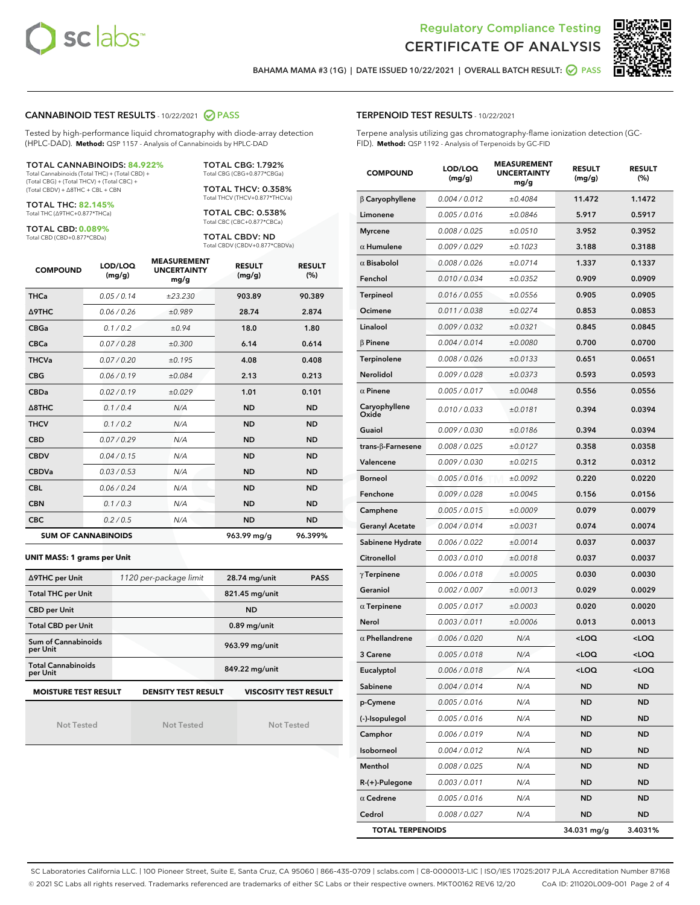Regulatory Compliance Testing
# CERTIFICATE OF ANALYSIS

BAHAMA MAMA #3 (1G) | DATE ISSUED 10/22/2021 | OVERALL BATCH RESULT: PASS

## CANNABINOID TEST RESULTS - 10/22/2021 PASS

Tested by high-performance liquid chromatography with diode-array detection (HPLC-DAD). **Method:** QSP 1157 - Analysis of Cannabinoids by HPLC-DAD

**TOTAL CANNABINOIDS: 84.922%**
Total Cannabinoids (Total THC) + (Total CBD) + (Total CBG) + (Total THCV) + (Total CBC) + (Total CBDV) + Δ8THC + CBL + CBN

**TOTAL THC: 82.145%**
Total THC (Δ9THC+0.877*THCa)

**TOTAL CBD: 0.089%**
Total CBD (CBD+0.877*CBDa)

**TOTAL CBG: 1.792%**
Total CBG (CBG+0.877*CBGa)

**TOTAL THCV: 0.358%**
Total THCV (THCV+0.877*THCVa)

**TOTAL CBC: 0.538%**
Total CBC (CBC+0.877*CBCa)

**TOTAL CBDV: ND**
Total CBDV (CBDV+0.877*CBDVa)

| COMPOUND | LOD/LOQ (mg/g) | MEASUREMENT UNCERTAINTY mg/g | RESULT (mg/g) | RESULT (%) |
|---|---|---|---|---|
| THCa | 0.05 / 0.14 | ±23.230 | 903.89 | 90.389 |
| Δ9THC | 0.06 / 0.26 | ±0.989 | 28.74 | 2.874 |
| CBGa | 0.1 / 0.2 | ±0.94 | 18.0 | 1.80 |
| CBCa | 0.07 / 0.28 | ±0.300 | 6.14 | 0.614 |
| THCVa | 0.07 / 0.20 | ±0.195 | 4.08 | 0.408 |
| CBG | 0.06 / 0.19 | ±0.084 | 2.13 | 0.213 |
| CBDa | 0.02 / 0.19 | ±0.029 | 1.01 | 0.101 |
| Δ8THC | 0.1 / 0.4 | N/A | ND | ND |
| THCV | 0.1 / 0.2 | N/A | ND | ND |
| CBD | 0.07 / 0.29 | N/A | ND | ND |
| CBDV | 0.04 / 0.15 | N/A | ND | ND |
| CBDVa | 0.03 / 0.53 | N/A | ND | ND |
| CBL | 0.06 / 0.24 | N/A | ND | ND |
| CBN | 0.1 / 0.3 | N/A | ND | ND |
| CBC | 0.2 / 0.5 | N/A | ND | ND |
| **SUM OF CANNABINOIDS** | | | 963.99 mg/g | 96.399% |

**UNIT MASS: 1 grams per Unit**

| Δ9THC per Unit | 1120 per-package limit | 28.74 mg/unit | PASS |
|---|---|---|---|
| Total THC per Unit | | 821.45 mg/unit | |
| CBD per Unit | | ND | |
| Total CBD per Unit | | 0.89 mg/unit | |
| Sum of Cannabinoids per Unit | | 963.99 mg/unit | |
| Total Cannabinoids per Unit | | 849.22 mg/unit | |

| MOISTURE TEST RESULT | DENSITY TEST RESULT | VISCOSITY TEST RESULT |
|---|---|---|
| Not Tested | Not Tested | Not Tested |

## TERPENOID TEST RESULTS - 10/22/2021

Terpene analysis utilizing gas chromatography-flame ionization detection (GC-FID). **Method:** QSP 1192 - Analysis of Terpenoids by GC-FID

| COMPOUND | LOD/LOQ (mg/g) | MEASUREMENT UNCERTAINTY mg/g | RESULT (mg/g) | RESULT (%) |
|---|---|---|---|---|
| β Caryophyllene | 0.004 / 0.012 | ±0.4084 | 11.472 | 1.1472 |
| Limonene | 0.005 / 0.016 | ±0.0846 | 5.917 | 0.5917 |
| Myrcene | 0.008 / 0.025 | ±0.0510 | 3.952 | 0.3952 |
| α Humulene | 0.009 / 0.029 | ±0.1023 | 3.188 | 0.3188 |
| α Bisabolol | 0.008 / 0.026 | ±0.0714 | 1.337 | 0.1337 |
| Fenchol | 0.010 / 0.034 | ±0.0352 | 0.909 | 0.0909 |
| Terpineol | 0.016 / 0.055 | ±0.0556 | 0.905 | 0.0905 |
| Ocimene | 0.011 / 0.038 | ±0.0274 | 0.853 | 0.0853 |
| Linalool | 0.009 / 0.032 | ±0.0321 | 0.845 | 0.0845 |
| β Pinene | 0.004 / 0.014 | ±0.0080 | 0.700 | 0.0700 |
| Terpinolene | 0.008 / 0.026 | ±0.0133 | 0.651 | 0.0651 |
| Nerolidol | 0.009 / 0.028 | ±0.0373 | 0.593 | 0.0593 |
| α Pinene | 0.005 / 0.017 | ±0.0048 | 0.556 | 0.0556 |
| Caryophyllene Oxide | 0.010 / 0.033 | ±0.0181 | 0.394 | 0.0394 |
| Guaiol | 0.009 / 0.030 | ±0.0186 | 0.394 | 0.0394 |
| trans-β-Farnesene | 0.008 / 0.025 | ±0.0127 | 0.358 | 0.0358 |
| Valencene | 0.009 / 0.030 | ±0.0215 | 0.312 | 0.0312 |
| Borneol | 0.005 / 0.016 | ±0.0092 | 0.220 | 0.0220 |
| Fenchone | 0.009 / 0.028 | ±0.0045 | 0.156 | 0.0156 |
| Camphene | 0.005 / 0.015 | ±0.0009 | 0.079 | 0.0079 |
| Geranyl Acetate | 0.004 / 0.014 | ±0.0031 | 0.074 | 0.0074 |
| Sabinene Hydrate | 0.006 / 0.022 | ±0.0014 | 0.037 | 0.0037 |
| Citronellol | 0.003 / 0.010 | ±0.0018 | 0.037 | 0.0037 |
| γ Terpinene | 0.006 / 0.018 | ±0.0005 | 0.030 | 0.0030 |
| Geraniol | 0.002 / 0.007 | ±0.0013 | 0.029 | 0.0029 |
| α Terpinene | 0.005 / 0.017 | ±0.0003 | 0.020 | 0.0020 |
| Nerol | 0.003 / 0.011 | ±0.0006 | 0.013 | 0.0013 |
| α Phellandrene | 0.006 / 0.020 | N/A | <LOQ | <LOQ |
| 3 Carene | 0.005 / 0.018 | N/A | <LOQ | <LOQ |
| Eucalyptol | 0.006 / 0.018 | N/A | <LOQ | <LOQ |
| Sabinene | 0.004 / 0.014 | N/A | ND | ND |
| p-Cymene | 0.005 / 0.016 | N/A | ND | ND |
| (-)-Isopulegol | 0.005 / 0.016 | N/A | ND | ND |
| Camphor | 0.006 / 0.019 | N/A | ND | ND |
| Isoborneol | 0.004 / 0.012 | N/A | ND | ND |
| Menthol | 0.008 / 0.025 | N/A | ND | ND |
| R-(+)-Pulegone | 0.003 / 0.011 | N/A | ND | ND |
| α Cedrene | 0.005 / 0.016 | N/A | ND | ND |
| Cedrol | 0.008 / 0.027 | N/A | ND | ND |
| **TOTAL TERPENOIDS** | | | 34.031 mg/g | 3.4031% |

SC Laboratories California LLC. | 100 Pioneer Street, Suite E, Santa Cruz, CA 95060 | 866-435-0709 | sclabs.com | C8-0000013-LIC | ISO/IES 17025:2017 PJLA Accreditation Number 87168
© 2021 SC Labs all rights reserved. Trademarks referenced are trademarks of either SC Labs or their respective owners. MKT00162 REV6 12/20 CoA ID: 211020L009-001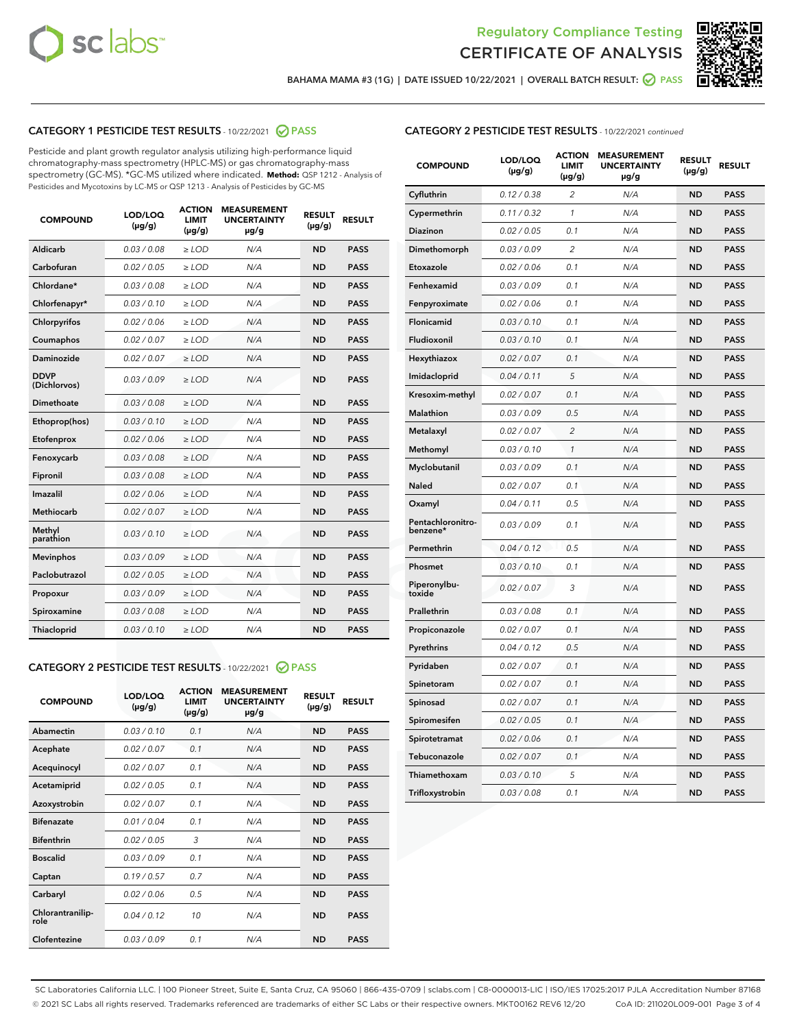Regulatory Compliance Testing

# CERTIFICATE OF ANALYSIS

BAHAMA MAMA #3 (1G) | DATE ISSUED 10/22/2021 | OVERALL BATCH RESULT: PASS

## CATEGORY 1 PESTICIDE TEST RESULTS - 10/22/2021 PASS

Pesticide and plant growth regulator analysis utilizing high-performance liquid chromatography-mass spectrometry (HPLC-MS) or gas chromatography-mass spectrometry (GC-MS). *GC-MS utilized where indicated. **Method:** QSP 1212 - Analysis of Pesticides and Mycotoxins by LC-MS or QSP 1213 - Analysis of Pesticides by GC-MS

| COMPOUND | LOD/LOQ (µg/g) | ACTION LIMIT (µg/g) | MEASUREMENT UNCERTAINTY µg/g | RESULT (µg/g) | RESULT |
|---|---|---|---|---|---|
| Aldicarb | 0.03 / 0.08 | ≥ LOD | N/A | ND | PASS |
| Carbofuran | 0.02 / 0.05 | ≥ LOD | N/A | ND | PASS |
| Chlordane* | 0.03 / 0.08 | ≥ LOD | N/A | ND | PASS |
| Chlorfenapyr* | 0.03 / 0.10 | ≥ LOD | N/A | ND | PASS |
| Chlorpyrifos | 0.02 / 0.06 | ≥ LOD | N/A | ND | PASS |
| Coumaphos | 0.02 / 0.07 | ≥ LOD | N/A | ND | PASS |
| Daminozide | 0.02 / 0.07 | ≥ LOD | N/A | ND | PASS |
| DDVP (Dichlorvos) | 0.03 / 0.09 | ≥ LOD | N/A | ND | PASS |
| Dimethoate | 0.03 / 0.08 | ≥ LOD | N/A | ND | PASS |
| Ethoprop(hos) | 0.03 / 0.10 | ≥ LOD | N/A | ND | PASS |
| Etofenprox | 0.02 / 0.06 | ≥ LOD | N/A | ND | PASS |
| Fenoxycarb | 0.03 / 0.08 | ≥ LOD | N/A | ND | PASS |
| Fipronil | 0.03 / 0.08 | ≥ LOD | N/A | ND | PASS |
| Imazalil | 0.02 / 0.06 | ≥ LOD | N/A | ND | PASS |
| Methiocarb | 0.02 / 0.07 | ≥ LOD | N/A | ND | PASS |
| Methyl parathion | 0.03 / 0.10 | ≥ LOD | N/A | ND | PASS |
| Mevinphos | 0.03 / 0.09 | ≥ LOD | N/A | ND | PASS |
| Paclobutrazol | 0.02 / 0.05 | ≥ LOD | N/A | ND | PASS |
| Propoxur | 0.03 / 0.09 | ≥ LOD | N/A | ND | PASS |
| Spiroxamine | 0.03 / 0.08 | ≥ LOD | N/A | ND | PASS |
| Thiacloprid | 0.03 / 0.10 | ≥ LOD | N/A | ND | PASS |

## CATEGORY 2 PESTICIDE TEST RESULTS - 10/22/2021 PASS

| COMPOUND | LOD/LOQ (µg/g) | ACTION LIMIT (µg/g) | MEASUREMENT UNCERTAINTY µg/g | RESULT (µg/g) | RESULT |
|---|---|---|---|---|---|
| Abamectin | 0.03 / 0.10 | 0.1 | N/A | ND | PASS |
| Acephate | 0.02 / 0.07 | 0.1 | N/A | ND | PASS |
| Acequinocyl | 0.02 / 0.07 | 0.1 | N/A | ND | PASS |
| Acetamiprid | 0.02 / 0.05 | 0.1 | N/A | ND | PASS |
| Azoxystrobin | 0.02 / 0.07 | 0.1 | N/A | ND | PASS |
| Bifenazate | 0.01 / 0.04 | 0.1 | N/A | ND | PASS |
| Bifenthrin | 0.02 / 0.05 | 3 | N/A | ND | PASS |
| Boscalid | 0.03 / 0.09 | 0.1 | N/A | ND | PASS |
| Captan | 0.19 / 0.57 | 0.7 | N/A | ND | PASS |
| Carbaryl | 0.02 / 0.06 | 0.5 | N/A | ND | PASS |
| Chlorantraniliprole | 0.04 / 0.12 | 10 | N/A | ND | PASS |
| Clofentezine | 0.03 / 0.09 | 0.1 | N/A | ND | PASS |
| Cyfluthrin | 0.12 / 0.38 | 2 | N/A | ND | PASS |
| Cypermethrin | 0.11 / 0.32 | 1 | N/A | ND | PASS |
| Diazinon | 0.02 / 0.05 | 0.1 | N/A | ND | PASS |
| Dimethomorph | 0.03 / 0.09 | 2 | N/A | ND | PASS |
| Etoxazole | 0.02 / 0.06 | 0.1 | N/A | ND | PASS |
| Fenhexamid | 0.03 / 0.09 | 0.1 | N/A | ND | PASS |
| Fenpyroximate | 0.02 / 0.06 | 0.1 | N/A | ND | PASS |
| Flonicamid | 0.03 / 0.10 | 0.1 | N/A | ND | PASS |
| Fludioxonil | 0.03 / 0.10 | 0.1 | N/A | ND | PASS |
| Hexythiazox | 0.02 / 0.07 | 0.1 | N/A | ND | PASS |
| Imidacloprid | 0.04 / 0.11 | 5 | N/A | ND | PASS |
| Kresoxim-methyl | 0.02 / 0.07 | 0.1 | N/A | ND | PASS |
| Malathion | 0.03 / 0.09 | 0.5 | N/A | ND | PASS |
| Metalaxyl | 0.02 / 0.07 | 2 | N/A | ND | PASS |
| Methomyl | 0.03 / 0.10 | 1 | N/A | ND | PASS |
| Myclobutanil | 0.03 / 0.09 | 0.1 | N/A | ND | PASS |
| Naled | 0.02 / 0.07 | 0.1 | N/A | ND | PASS |
| Oxamyl | 0.04 / 0.11 | 0.5 | N/A | ND | PASS |
| Pentachloronitrobenzene* | 0.03 / 0.09 | 0.1 | N/A | ND | PASS |
| Permethrin | 0.04 / 0.12 | 0.5 | N/A | ND | PASS |
| Phosmet | 0.03 / 0.10 | 0.1 | N/A | ND | PASS |
| Piperonylbutoxide | 0.02 / 0.07 | 3 | N/A | ND | PASS |
| Prallethrin | 0.03 / 0.08 | 0.1 | N/A | ND | PASS |
| Propiconazole | 0.02 / 0.07 | 0.1 | N/A | ND | PASS |
| Pyrethrins | 0.04 / 0.12 | 0.5 | N/A | ND | PASS |
| Pyridaben | 0.02 / 0.07 | 0.1 | N/A | ND | PASS |
| Spinetoram | 0.02 / 0.07 | 0.1 | N/A | ND | PASS |
| Spinosad | 0.02 / 0.07 | 0.1 | N/A | ND | PASS |
| Spiromesifen | 0.02 / 0.05 | 0.1 | N/A | ND | PASS |
| Spirotetramat | 0.02 / 0.06 | 0.1 | N/A | ND | PASS |
| Tebuconazole | 0.02 / 0.07 | 0.1 | N/A | ND | PASS |
| Thiamethoxam | 0.03 / 0.10 | 5 | N/A | ND | PASS |
| Trifloxystrobin | 0.03 / 0.08 | 0.1 | N/A | ND | PASS |

SC Laboratories California LLC. | 100 Pioneer Street, Suite E, Santa Cruz, CA 95060 | 866-435-0709 | sclabs.com | C8-0000013-LIC | ISO/IES 17025:2017 PJLA Accreditation Number 87168
© 2021 SC Labs all rights reserved. Trademarks referenced are trademarks of either SC Labs or their respective owners. MKT00162 REV6 12/20 CoA ID: 211020L009-001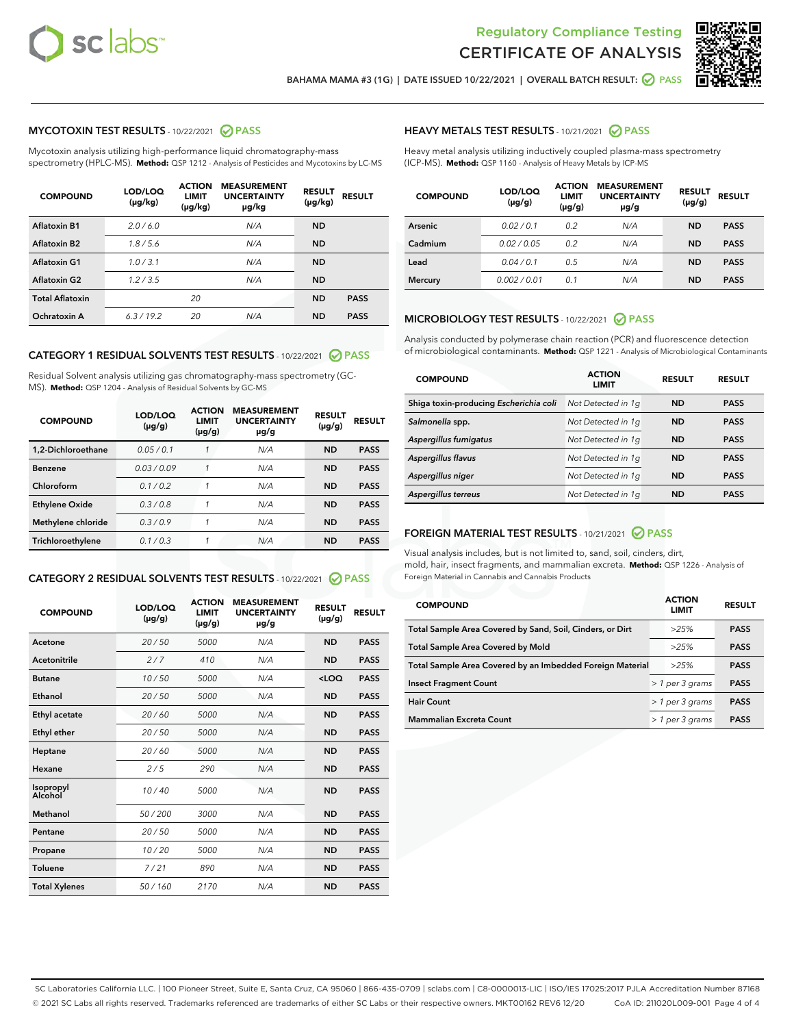Regulatory Compliance Testing
# CERTIFICATE OF ANALYSIS

BAHAMA MAMA #3 (1G) | DATE ISSUED 10/22/2021 | OVERALL BATCH RESULT: PASS

## MYCOTOXIN TEST RESULTS - 10/22/2021 PASS

Mycotoxin analysis utilizing high-performance liquid chromatography-mass spectrometry (HPLC-MS). **Method:** QSP 1212 - Analysis of Pesticides and Mycotoxins by LC-MS

| COMPOUND | LOD/LOQ (µg/kg) | ACTION LIMIT (µg/kg) | MEASUREMENT UNCERTAINTY µg/kg | RESULT (µg/kg) | RESULT |
|---|---|---|---|---|---|
| Aflatoxin B1 | 2.0 / 6.0 | | N/A | ND | |
| Aflatoxin B2 | 1.8 / 5.6 | | N/A | ND | |
| Aflatoxin G1 | 1.0 / 3.1 | | N/A | ND | |
| Aflatoxin G2 | 1.2 / 3.5 | | N/A | ND | |
| Total Aflatoxin | | 20 | | ND | PASS |
| Ochratoxin A | 6.3 / 19.2 | 20 | N/A | ND | PASS |

## CATEGORY 1 RESIDUAL SOLVENTS TEST RESULTS - 10/22/2021 PASS

Residual Solvent analysis utilizing gas chromatography-mass spectrometry (GC-MS). **Method:** QSP 1204 - Analysis of Residual Solvents by GC-MS

| COMPOUND | LOD/LOQ (µg/g) | ACTION LIMIT (µg/g) | MEASUREMENT UNCERTAINTY µg/g | RESULT (µg/g) | RESULT |
|---|---|---|---|---|---|
| 1,2-Dichloroethane | 0.05 / 0.1 | 1 | N/A | ND | PASS |
| Benzene | 0.03 / 0.09 | 1 | N/A | ND | PASS |
| Chloroform | 0.1 / 0.2 | 1 | N/A | ND | PASS |
| Ethylene Oxide | 0.3 / 0.8 | 1 | N/A | ND | PASS |
| Methylene chloride | 0.3 / 0.9 | 1 | N/A | ND | PASS |
| Trichloroethylene | 0.1 / 0.3 | 1 | N/A | ND | PASS |

## CATEGORY 2 RESIDUAL SOLVENTS TEST RESULTS - 10/22/2021 PASS

| COMPOUND | LOD/LOQ (µg/g) | ACTION LIMIT (µg/g) | MEASUREMENT UNCERTAINTY µg/g | RESULT (µg/g) | RESULT |
|---|---|---|---|---|---|
| Acetone | 20 / 50 | 5000 | N/A | ND | PASS |
| Acetonitrile | 2 / 7 | 410 | N/A | ND | PASS |
| Butane | 10 / 50 | 5000 | N/A | <LOQ | PASS |
| Ethanol | 20 / 50 | 5000 | N/A | ND | PASS |
| Ethyl acetate | 20 / 60 | 5000 | N/A | ND | PASS |
| Ethyl ether | 20 / 50 | 5000 | N/A | ND | PASS |
| Heptane | 20 / 60 | 5000 | N/A | ND | PASS |
| Hexane | 2 / 5 | 290 | N/A | ND | PASS |
| Isopropyl Alcohol | 10 / 40 | 5000 | N/A | ND | PASS |
| Methanol | 50 / 200 | 3000 | N/A | ND | PASS |
| Pentane | 20 / 50 | 5000 | N/A | ND | PASS |
| Propane | 10 / 20 | 5000 | N/A | ND | PASS |
| Toluene | 7 / 21 | 890 | N/A | ND | PASS |
| Total Xylenes | 50 / 160 | 2170 | N/A | ND | PASS |

## HEAVY METALS TEST RESULTS - 10/21/2021 PASS

Heavy metal analysis utilizing inductively coupled plasma-mass spectrometry (ICP-MS). **Method:** QSP 1160 - Analysis of Heavy Metals by ICP-MS

| COMPOUND | LOD/LOQ (µg/g) | ACTION LIMIT (µg/g) | MEASUREMENT UNCERTAINTY µg/g | RESULT (µg/g) | RESULT |
|---|---|---|---|---|---|
| Arsenic | 0.02 / 0.1 | 0.2 | N/A | ND | PASS |
| Cadmium | 0.02 / 0.05 | 0.2 | N/A | ND | PASS |
| Lead | 0.04 / 0.1 | 0.5 | N/A | ND | PASS |
| Mercury | 0.002 / 0.01 | 0.1 | N/A | ND | PASS |

## MICROBIOLOGY TEST RESULTS - 10/22/2021 PASS

Analysis conducted by polymerase chain reaction (PCR) and fluorescence detection of microbiological contaminants. **Method:** QSP 1221 - Analysis of Microbiological Contaminants

| COMPOUND | ACTION LIMIT | RESULT | RESULT |
|---|---|---|---|
| Shiga toxin-producing *Escherichia coli* | Not Detected in 1g | ND | PASS |
| *Salmonella* spp. | Not Detected in 1g | ND | PASS |
| *Aspergillus fumigatus* | Not Detected in 1g | ND | PASS |
| *Aspergillus flavus* | Not Detected in 1g | ND | PASS |
| *Aspergillus niger* | Not Detected in 1g | ND | PASS |
| *Aspergillus terreus* | Not Detected in 1g | ND | PASS |

## FOREIGN MATERIAL TEST RESULTS - 10/21/2021 PASS

Visual analysis includes, but is not limited to, sand, soil, cinders, dirt, mold, hair, insect fragments, and mammalian excreta. **Method:** QSP 1226 - Analysis of Foreign Material in Cannabis and Cannabis Products

| COMPOUND | ACTION LIMIT | RESULT |
|---|---|---|
| Total Sample Area Covered by Sand, Soil, Cinders, or Dirt | >25% | PASS |
| Total Sample Area Covered by Mold | >25% | PASS |
| Total Sample Area Covered by an Imbedded Foreign Material | >25% | PASS |
| Insect Fragment Count | > 1 per 3 grams | PASS |
| Hair Count | > 1 per 3 grams | PASS |
| Mammalian Excreta Count | > 1 per 3 grams | PASS |

SC Laboratories California LLC. | 100 Pioneer Street, Suite E, Santa Cruz, CA 95060 | 866-435-0709 | sclabs.com | C8-0000013-LIC | ISO/IES 17025:2017 PJLA Accreditation Number 87168
© 2021 SC Labs all rights reserved. Trademarks referenced are trademarks of either SC Labs or their respective owners. MKT00162 REV6 12/20 CoA ID: 211020L009-001